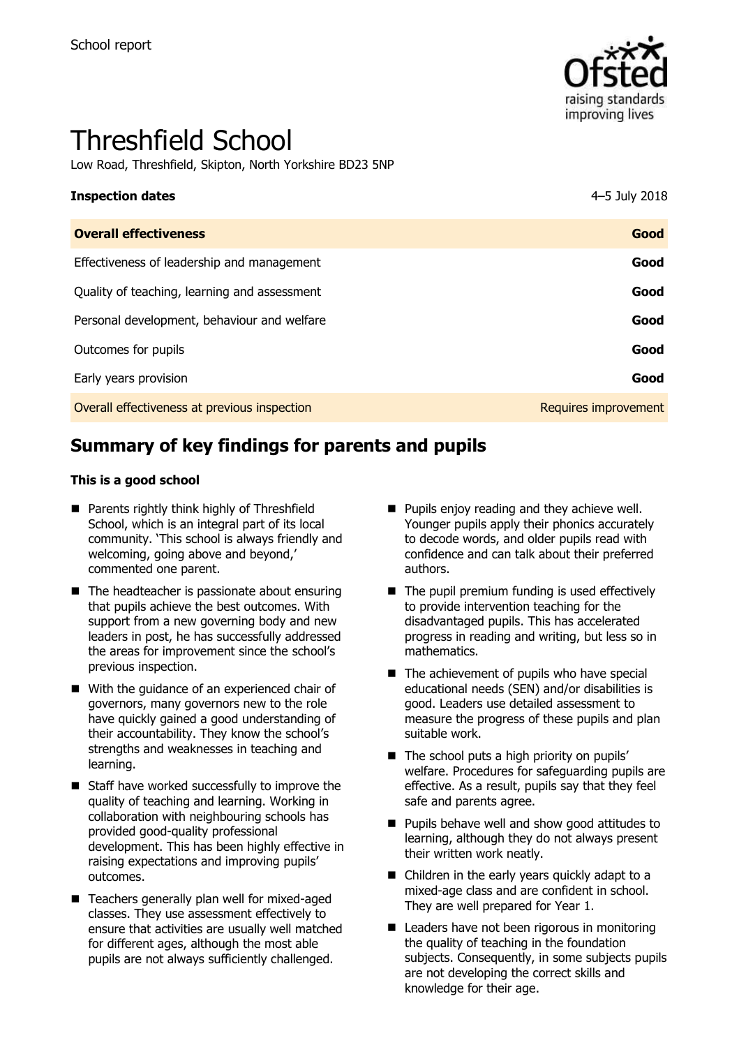School report

# Threshfield School

Low Road, Threshfield, Skipton, North Yorkshire BD23 5NP

| **Inspection dates** | 4–5 July 2018 |
|---|---|
| **Overall effectiveness** | **Good** |
| Effectiveness of leadership and management | **Good** |
| Quality of teaching, learning and assessment | **Good** |
| Personal development, behaviour and welfare | **Good** |
| Outcomes for pupils | **Good** |
| Early years provision | **Good** |
| Overall effectiveness at previous inspection | Requires improvement |

## Summary of key findings for parents and pupils

**This is a good school**

- Parents rightly think highly of Threshfield School, which is an integral part of its local community. 'This school is always friendly and welcoming, going above and beyond,' commented one parent.
- The headteacher is passionate about ensuring that pupils achieve the best outcomes. With support from a new governing body and new leaders in post, he has successfully addressed the areas for improvement since the school's previous inspection.
- With the guidance of an experienced chair of governors, many governors new to the role have quickly gained a good understanding of their accountability. They know the school's strengths and weaknesses in teaching and learning.
- Staff have worked successfully to improve the quality of teaching and learning. Working in collaboration with neighbouring schools has provided good-quality professional development. This has been highly effective in raising expectations and improving pupils' outcomes.
- Teachers generally plan well for mixed-aged classes. They use assessment effectively to ensure that activities are usually well matched for different ages, although the most able pupils are not always sufficiently challenged.
- Pupils enjoy reading and they achieve well. Younger pupils apply their phonics accurately to decode words, and older pupils read with confidence and can talk about their preferred authors.
- The pupil premium funding is used effectively to provide intervention teaching for the disadvantaged pupils. This has accelerated progress in reading and writing, but less so in mathematics.
- The achievement of pupils who have special educational needs (SEN) and/or disabilities is good. Leaders use detailed assessment to measure the progress of these pupils and plan suitable work.
- The school puts a high priority on pupils' welfare. Procedures for safeguarding pupils are effective. As a result, pupils say that they feel safe and parents agree.
- Pupils behave well and show good attitudes to learning, although they do not always present their written work neatly.
- Children in the early years quickly adapt to a mixed-age class and are confident in school. They are well prepared for Year 1.
- Leaders have not been rigorous in monitoring the quality of teaching in the foundation subjects. Consequently, in some subjects pupils are not developing the correct skills and knowledge for their age.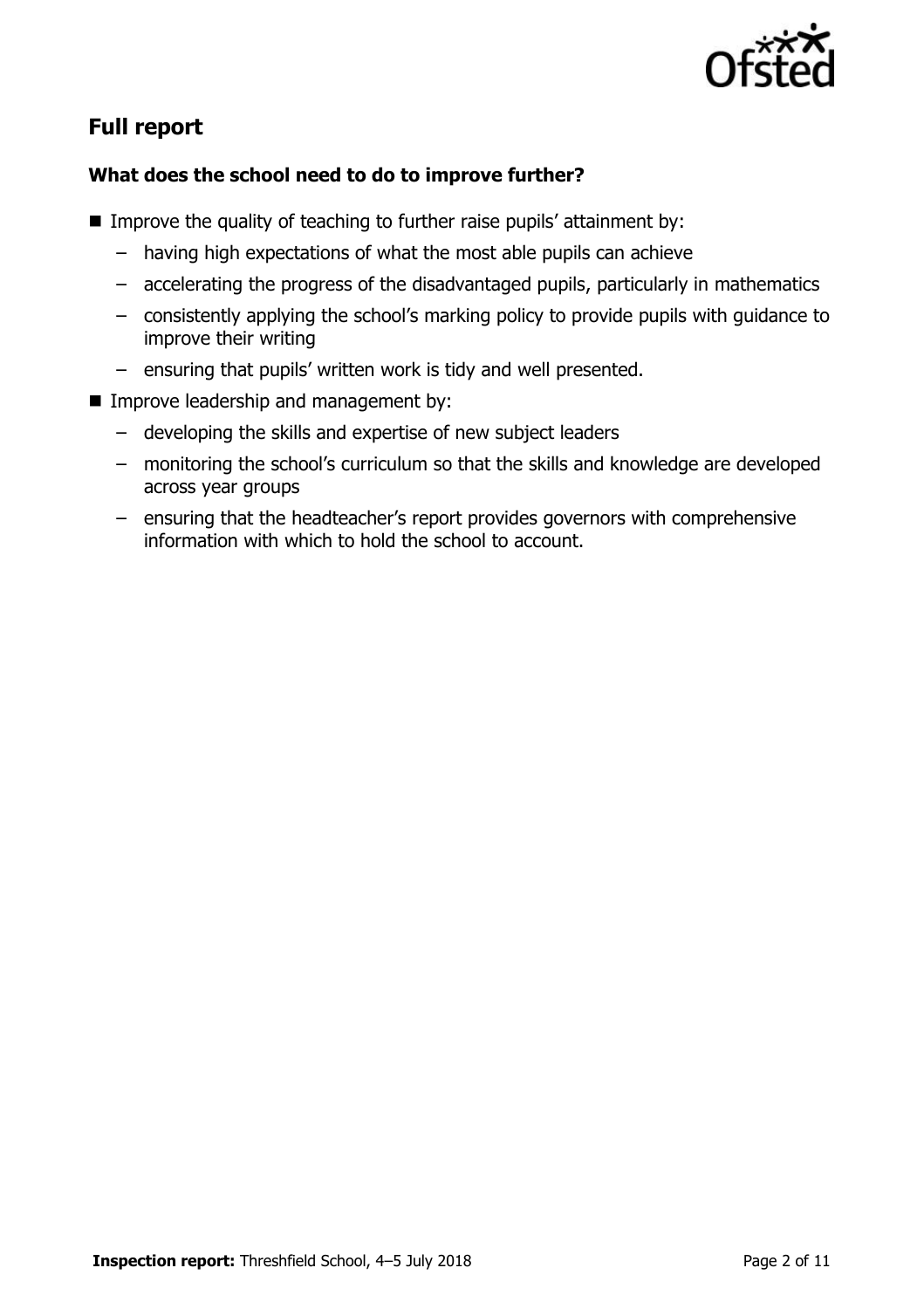## Full report

### What does the school need to do to improve further?

- Improve the quality of teaching to further raise pupils' attainment by:
  - having high expectations of what the most able pupils can achieve
  - accelerating the progress of the disadvantaged pupils, particularly in mathematics
  - consistently applying the school's marking policy to provide pupils with guidance to improve their writing
  - ensuring that pupils' written work is tidy and well presented.
- Improve leadership and management by:
  - developing the skills and expertise of new subject leaders
  - monitoring the school's curriculum so that the skills and knowledge are developed across year groups
  - ensuring that the headteacher's report provides governors with comprehensive information with which to hold the school to account.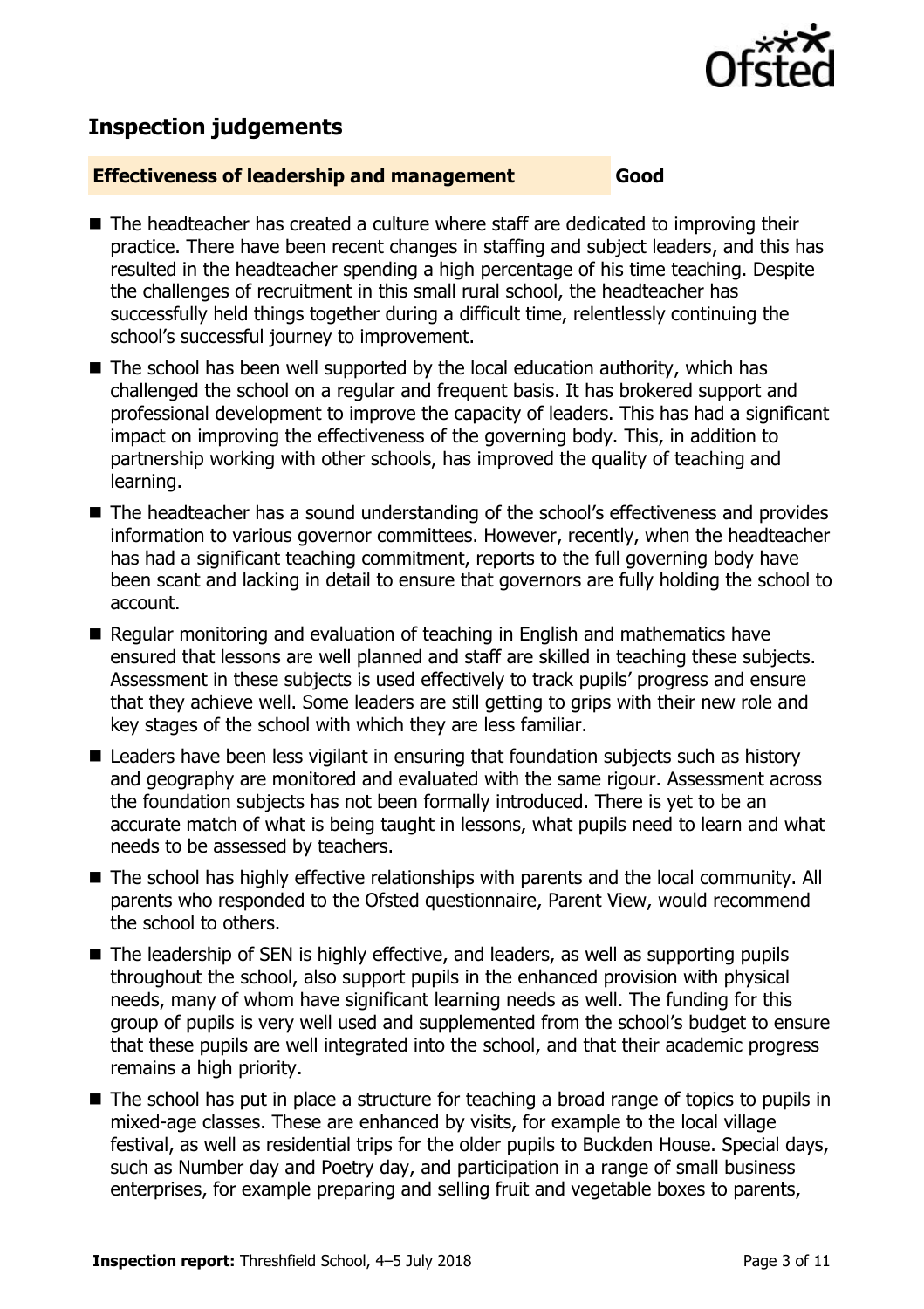## Inspection judgements

### Effectiveness of leadership and management — Good

- The headteacher has created a culture where staff are dedicated to improving their practice. There have been recent changes in staffing and subject leaders, and this has resulted in the headteacher spending a high percentage of his time teaching. Despite the challenges of recruitment in this small rural school, the headteacher has successfully held things together during a difficult time, relentlessly continuing the school's successful journey to improvement.
- The school has been well supported by the local education authority, which has challenged the school on a regular and frequent basis. It has brokered support and professional development to improve the capacity of leaders. This has had a significant impact on improving the effectiveness of the governing body. This, in addition to partnership working with other schools, has improved the quality of teaching and learning.
- The headteacher has a sound understanding of the school's effectiveness and provides information to various governor committees. However, recently, when the headteacher has had a significant teaching commitment, reports to the full governing body have been scant and lacking in detail to ensure that governors are fully holding the school to account.
- Regular monitoring and evaluation of teaching in English and mathematics have ensured that lessons are well planned and staff are skilled in teaching these subjects. Assessment in these subjects is used effectively to track pupils' progress and ensure that they achieve well. Some leaders are still getting to grips with their new role and key stages of the school with which they are less familiar.
- Leaders have been less vigilant in ensuring that foundation subjects such as history and geography are monitored and evaluated with the same rigour. Assessment across the foundation subjects has not been formally introduced. There is yet to be an accurate match of what is being taught in lessons, what pupils need to learn and what needs to be assessed by teachers.
- The school has highly effective relationships with parents and the local community. All parents who responded to the Ofsted questionnaire, Parent View, would recommend the school to others.
- The leadership of SEN is highly effective, and leaders, as well as supporting pupils throughout the school, also support pupils in the enhanced provision with physical needs, many of whom have significant learning needs as well. The funding for this group of pupils is very well used and supplemented from the school's budget to ensure that these pupils are well integrated into the school, and that their academic progress remains a high priority.
- The school has put in place a structure for teaching a broad range of topics to pupils in mixed-age classes. These are enhanced by visits, for example to the local village festival, as well as residential trips for the older pupils to Buckden House. Special days, such as Number day and Poetry day, and participation in a range of small business enterprises, for example preparing and selling fruit and vegetable boxes to parents,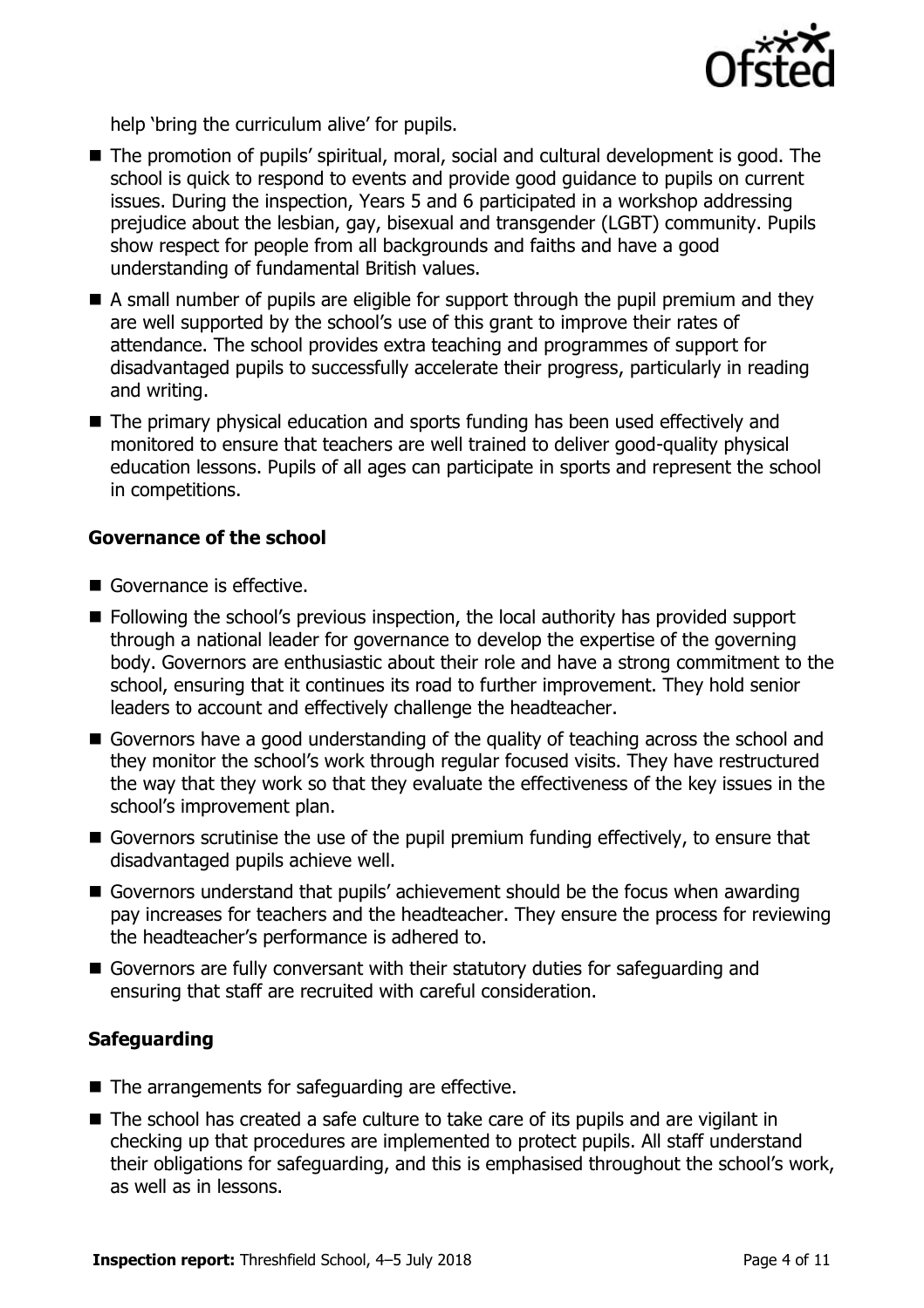help 'bring the curriculum alive' for pupils.

- The promotion of pupils' spiritual, moral, social and cultural development is good. The school is quick to respond to events and provide good guidance to pupils on current issues. During the inspection, Years 5 and 6 participated in a workshop addressing prejudice about the lesbian, gay, bisexual and transgender (LGBT) community. Pupils show respect for people from all backgrounds and faiths and have a good understanding of fundamental British values.
- A small number of pupils are eligible for support through the pupil premium and they are well supported by the school's use of this grant to improve their rates of attendance. The school provides extra teaching and programmes of support for disadvantaged pupils to successfully accelerate their progress, particularly in reading and writing.
- The primary physical education and sports funding has been used effectively and monitored to ensure that teachers are well trained to deliver good-quality physical education lessons. Pupils of all ages can participate in sports and represent the school in competitions.

### Governance of the school

- Governance is effective.
- Following the school's previous inspection, the local authority has provided support through a national leader for governance to develop the expertise of the governing body. Governors are enthusiastic about their role and have a strong commitment to the school, ensuring that it continues its road to further improvement. They hold senior leaders to account and effectively challenge the headteacher.
- Governors have a good understanding of the quality of teaching across the school and they monitor the school's work through regular focused visits. They have restructured the way that they work so that they evaluate the effectiveness of the key issues in the school's improvement plan.
- Governors scrutinise the use of the pupil premium funding effectively, to ensure that disadvantaged pupils achieve well.
- Governors understand that pupils' achievement should be the focus when awarding pay increases for teachers and the headteacher. They ensure the process for reviewing the headteacher's performance is adhered to.
- Governors are fully conversant with their statutory duties for safeguarding and ensuring that staff are recruited with careful consideration.

### Safeguarding

- The arrangements for safeguarding are effective.
- The school has created a safe culture to take care of its pupils and are vigilant in checking up that procedures are implemented to protect pupils. All staff understand their obligations for safeguarding, and this is emphasised throughout the school's work, as well as in lessons.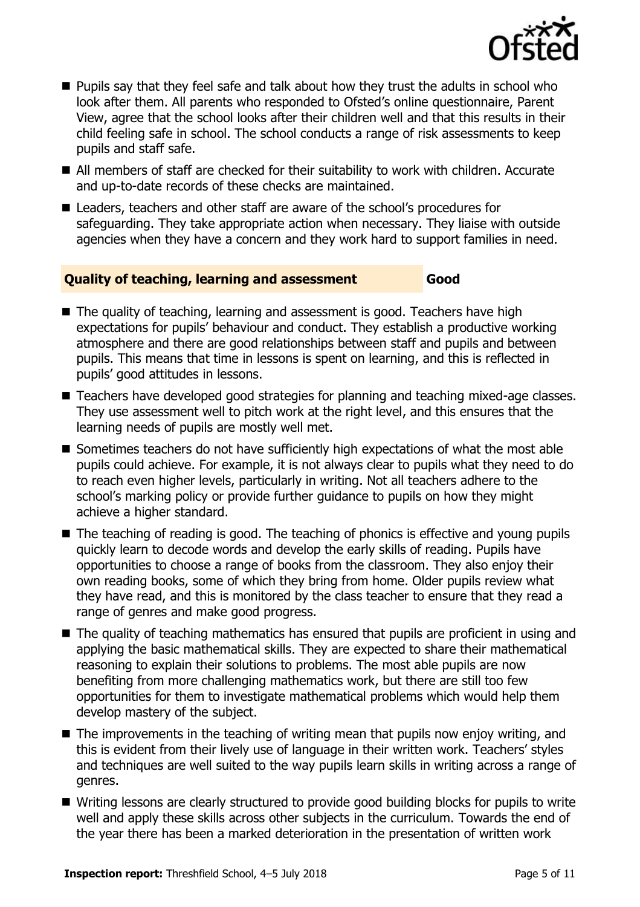- Pupils say that they feel safe and talk about how they trust the adults in school who look after them. All parents who responded to Ofsted's online questionnaire, Parent View, agree that the school looks after their children well and that this results in their child feeling safe in school. The school conducts a range of risk assessments to keep pupils and staff safe.
- All members of staff are checked for their suitability to work with children. Accurate and up-to-date records of these checks are maintained.
- Leaders, teachers and other staff are aware of the school's procedures for safeguarding. They take appropriate action when necessary. They liaise with outside agencies when they have a concern and they work hard to support families in need.

## Quality of teaching, learning and assessment — Good

- The quality of teaching, learning and assessment is good. Teachers have high expectations for pupils' behaviour and conduct. They establish a productive working atmosphere and there are good relationships between staff and pupils and between pupils. This means that time in lessons is spent on learning, and this is reflected in pupils' good attitudes in lessons.
- Teachers have developed good strategies for planning and teaching mixed-age classes. They use assessment well to pitch work at the right level, and this ensures that the learning needs of pupils are mostly well met.
- Sometimes teachers do not have sufficiently high expectations of what the most able pupils could achieve. For example, it is not always clear to pupils what they need to do to reach even higher levels, particularly in writing. Not all teachers adhere to the school's marking policy or provide further guidance to pupils on how they might achieve a higher standard.
- The teaching of reading is good. The teaching of phonics is effective and young pupils quickly learn to decode words and develop the early skills of reading. Pupils have opportunities to choose a range of books from the classroom. They also enjoy their own reading books, some of which they bring from home. Older pupils review what they have read, and this is monitored by the class teacher to ensure that they read a range of genres and make good progress.
- The quality of teaching mathematics has ensured that pupils are proficient in using and applying the basic mathematical skills. They are expected to share their mathematical reasoning to explain their solutions to problems. The most able pupils are now benefiting from more challenging mathematics work, but there are still too few opportunities for them to investigate mathematical problems which would help them develop mastery of the subject.
- The improvements in the teaching of writing mean that pupils now enjoy writing, and this is evident from their lively use of language in their written work. Teachers' styles and techniques are well suited to the way pupils learn skills in writing across a range of genres.
- Writing lessons are clearly structured to provide good building blocks for pupils to write well and apply these skills across other subjects in the curriculum. Towards the end of the year there has been a marked deterioration in the presentation of written work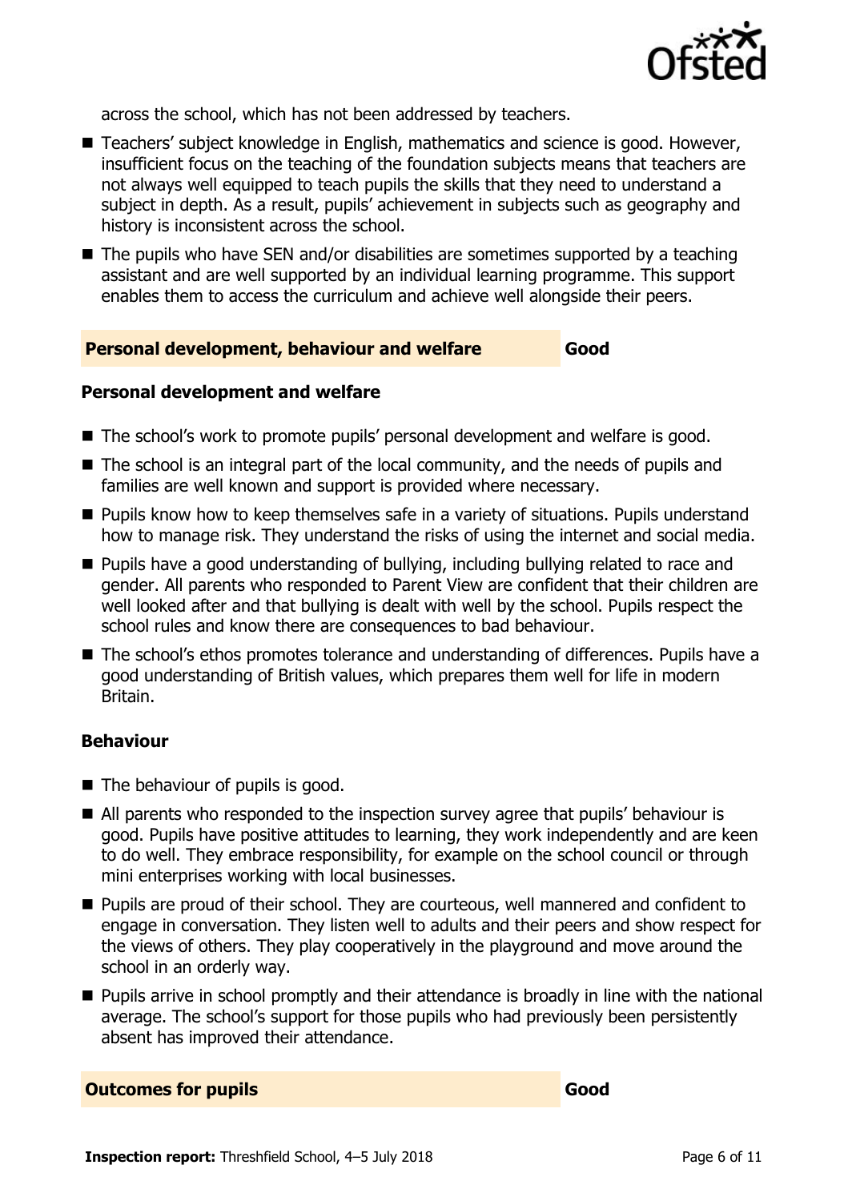across the school, which has not been addressed by teachers.

- Teachers' subject knowledge in English, mathematics and science is good. However, insufficient focus on the teaching of the foundation subjects means that teachers are not always well equipped to teach pupils the skills that they need to understand a subject in depth. As a result, pupils' achievement in subjects such as geography and history is inconsistent across the school.
- The pupils who have SEN and/or disabilities are sometimes supported by a teaching assistant and are well supported by an individual learning programme. This support enables them to access the curriculum and achieve well alongside their peers.

## Personal development, behaviour and welfare — Good

### Personal development and welfare

- The school's work to promote pupils' personal development and welfare is good.
- The school is an integral part of the local community, and the needs of pupils and families are well known and support is provided where necessary.
- Pupils know how to keep themselves safe in a variety of situations. Pupils understand how to manage risk. They understand the risks of using the internet and social media.
- Pupils have a good understanding of bullying, including bullying related to race and gender. All parents who responded to Parent View are confident that their children are well looked after and that bullying is dealt with well by the school. Pupils respect the school rules and know there are consequences to bad behaviour.
- The school's ethos promotes tolerance and understanding of differences. Pupils have a good understanding of British values, which prepares them well for life in modern Britain.

### Behaviour

- The behaviour of pupils is good.
- All parents who responded to the inspection survey agree that pupils' behaviour is good. Pupils have positive attitudes to learning, they work independently and are keen to do well. They embrace responsibility, for example on the school council or through mini enterprises working with local businesses.
- Pupils are proud of their school. They are courteous, well mannered and confident to engage in conversation. They listen well to adults and their peers and show respect for the views of others. They play cooperatively in the playground and move around the school in an orderly way.
- Pupils arrive in school promptly and their attendance is broadly in line with the national average. The school's support for those pupils who had previously been persistently absent has improved their attendance.

## Outcomes for pupils — Good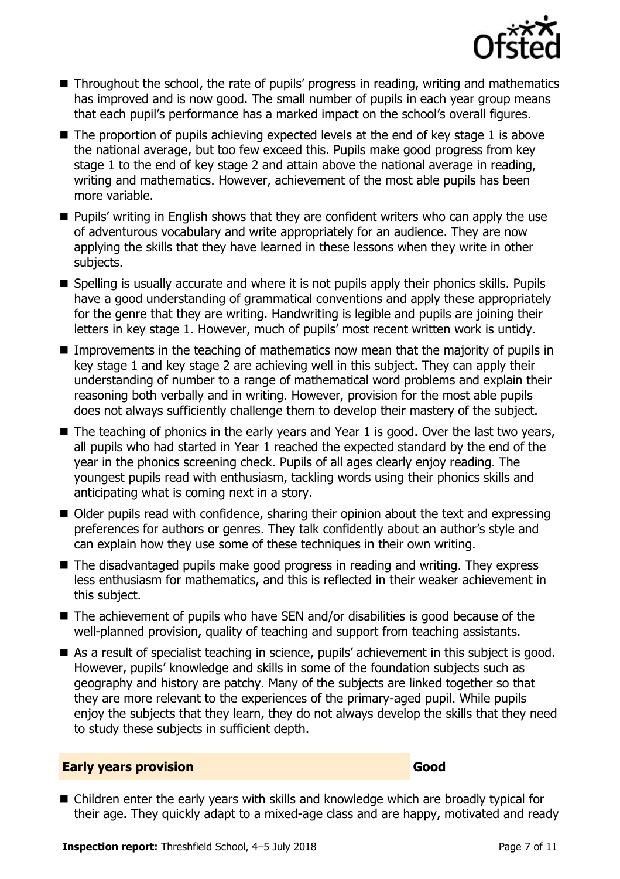- Throughout the school, the rate of pupils' progress in reading, writing and mathematics has improved and is now good. The small number of pupils in each year group means that each pupil's performance has a marked impact on the school's overall figures.
- The proportion of pupils achieving expected levels at the end of key stage 1 is above the national average, but too few exceed this. Pupils make good progress from key stage 1 to the end of key stage 2 and attain above the national average in reading, writing and mathematics. However, achievement of the most able pupils has been more variable.
- Pupils' writing in English shows that they are confident writers who can apply the use of adventurous vocabulary and write appropriately for an audience. They are now applying the skills that they have learned in these lessons when they write in other subjects.
- Spelling is usually accurate and where it is not pupils apply their phonics skills. Pupils have a good understanding of grammatical conventions and apply these appropriately for the genre that they are writing. Handwriting is legible and pupils are joining their letters in key stage 1. However, much of pupils' most recent written work is untidy.
- Improvements in the teaching of mathematics now mean that the majority of pupils in key stage 1 and key stage 2 are achieving well in this subject. They can apply their understanding of number to a range of mathematical word problems and explain their reasoning both verbally and in writing. However, provision for the most able pupils does not always sufficiently challenge them to develop their mastery of the subject.
- The teaching of phonics in the early years and Year 1 is good. Over the last two years, all pupils who had started in Year 1 reached the expected standard by the end of the year in the phonics screening check. Pupils of all ages clearly enjoy reading. The youngest pupils read with enthusiasm, tackling words using their phonics skills and anticipating what is coming next in a story.
- Older pupils read with confidence, sharing their opinion about the text and expressing preferences for authors or genres. They talk confidently about an author's style and can explain how they use some of these techniques in their own writing.
- The disadvantaged pupils make good progress in reading and writing. They express less enthusiasm for mathematics, and this is reflected in their weaker achievement in this subject.
- The achievement of pupils who have SEN and/or disabilities is good because of the well-planned provision, quality of teaching and support from teaching assistants.
- As a result of specialist teaching in science, pupils' achievement in this subject is good. However, pupils' knowledge and skills in some of the foundation subjects such as geography and history are patchy. Many of the subjects are linked together so that they are more relevant to the experiences of the primary-aged pupil. While pupils enjoy the subjects that they learn, they do not always develop the skills that they need to study these subjects in sufficient depth.

## Early years provision — Good

- Children enter the early years with skills and knowledge which are broadly typical for their age. They quickly adapt to a mixed-age class and are happy, motivated and ready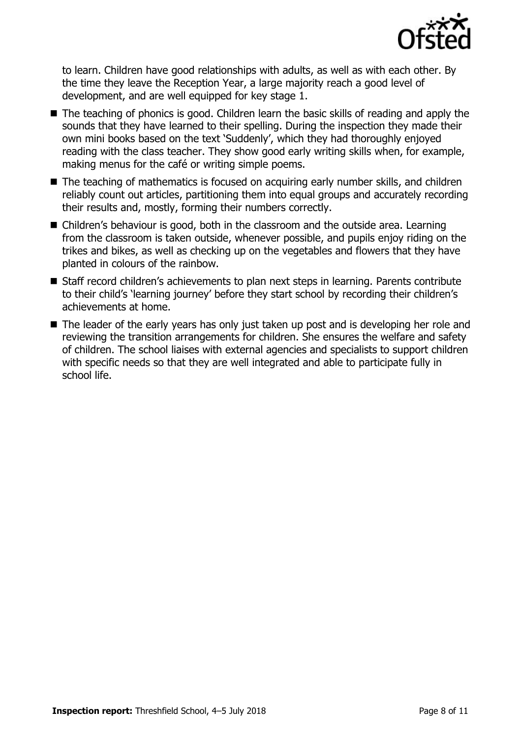to learn. Children have good relationships with adults, as well as with each other. By the time they leave the Reception Year, a large majority reach a good level of development, and are well equipped for key stage 1.

- The teaching of phonics is good. Children learn the basic skills of reading and apply the sounds that they have learned to their spelling. During the inspection they made their own mini books based on the text 'Suddenly', which they had thoroughly enjoyed reading with the class teacher. They show good early writing skills when, for example, making menus for the café or writing simple poems.
- The teaching of mathematics is focused on acquiring early number skills, and children reliably count out articles, partitioning them into equal groups and accurately recording their results and, mostly, forming their numbers correctly.
- Children's behaviour is good, both in the classroom and the outside area. Learning from the classroom is taken outside, whenever possible, and pupils enjoy riding on the trikes and bikes, as well as checking up on the vegetables and flowers that they have planted in colours of the rainbow.
- Staff record children's achievements to plan next steps in learning. Parents contribute to their child's 'learning journey' before they start school by recording their children's achievements at home.
- The leader of the early years has only just taken up post and is developing her role and reviewing the transition arrangements for children. She ensures the welfare and safety of children. The school liaises with external agencies and specialists to support children with specific needs so that they are well integrated and able to participate fully in school life.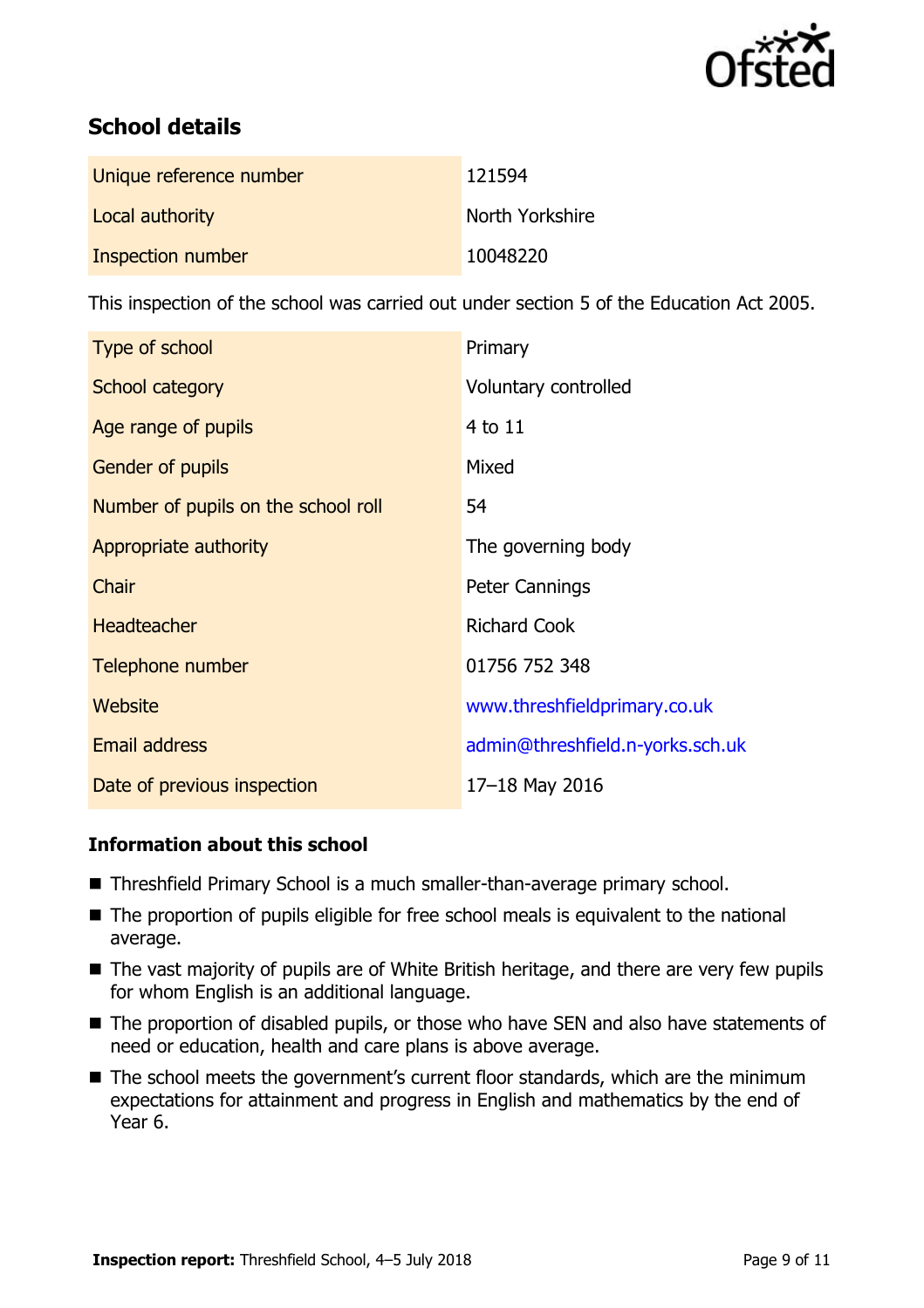## School details

| | |
|---|---|
| Unique reference number | 121594 |
| Local authority | North Yorkshire |
| Inspection number | 10048220 |

This inspection of the school was carried out under section 5 of the Education Act 2005.

| | |
|---|---|
| Type of school | Primary |
| School category | Voluntary controlled |
| Age range of pupils | 4 to 11 |
| Gender of pupils | Mixed |
| Number of pupils on the school roll | 54 |
| Appropriate authority | The governing body |
| Chair | Peter Cannings |
| Headteacher | Richard Cook |
| Telephone number | 01756 752 348 |
| Website | www.threshfieldprimary.co.uk |
| Email address | admin@threshfield.n-yorks.sch.uk |
| Date of previous inspection | 17–18 May 2016 |

### Information about this school

- Threshfield Primary School is a much smaller-than-average primary school.
- The proportion of pupils eligible for free school meals is equivalent to the national average.
- The vast majority of pupils are of White British heritage, and there are very few pupils for whom English is an additional language.
- The proportion of disabled pupils, or those who have SEN and also have statements of need or education, health and care plans is above average.
- The school meets the government's current floor standards, which are the minimum expectations for attainment and progress in English and mathematics by the end of Year 6.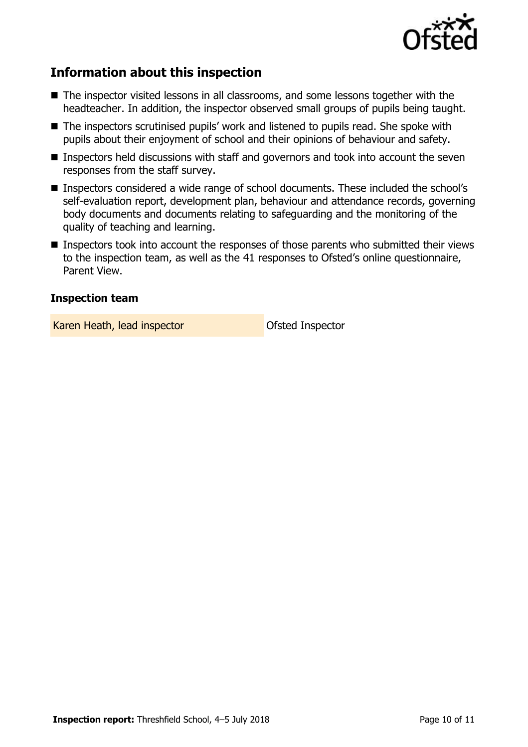## Information about this inspection

- The inspector visited lessons in all classrooms, and some lessons together with the headteacher. In addition, the inspector observed small groups of pupils being taught.
- The inspectors scrutinised pupils' work and listened to pupils read. She spoke with pupils about their enjoyment of school and their opinions of behaviour and safety.
- Inspectors held discussions with staff and governors and took into account the seven responses from the staff survey.
- Inspectors considered a wide range of school documents. These included the school's self-evaluation report, development plan, behaviour and attendance records, governing body documents and documents relating to safeguarding and the monitoring of the quality of teaching and learning.
- Inspectors took into account the responses of those parents who submitted their views to the inspection team, as well as the 41 responses to Ofsted's online questionnaire, Parent View.

### Inspection team

| | |
|---|---|
| Karen Heath, lead inspector | Ofsted Inspector |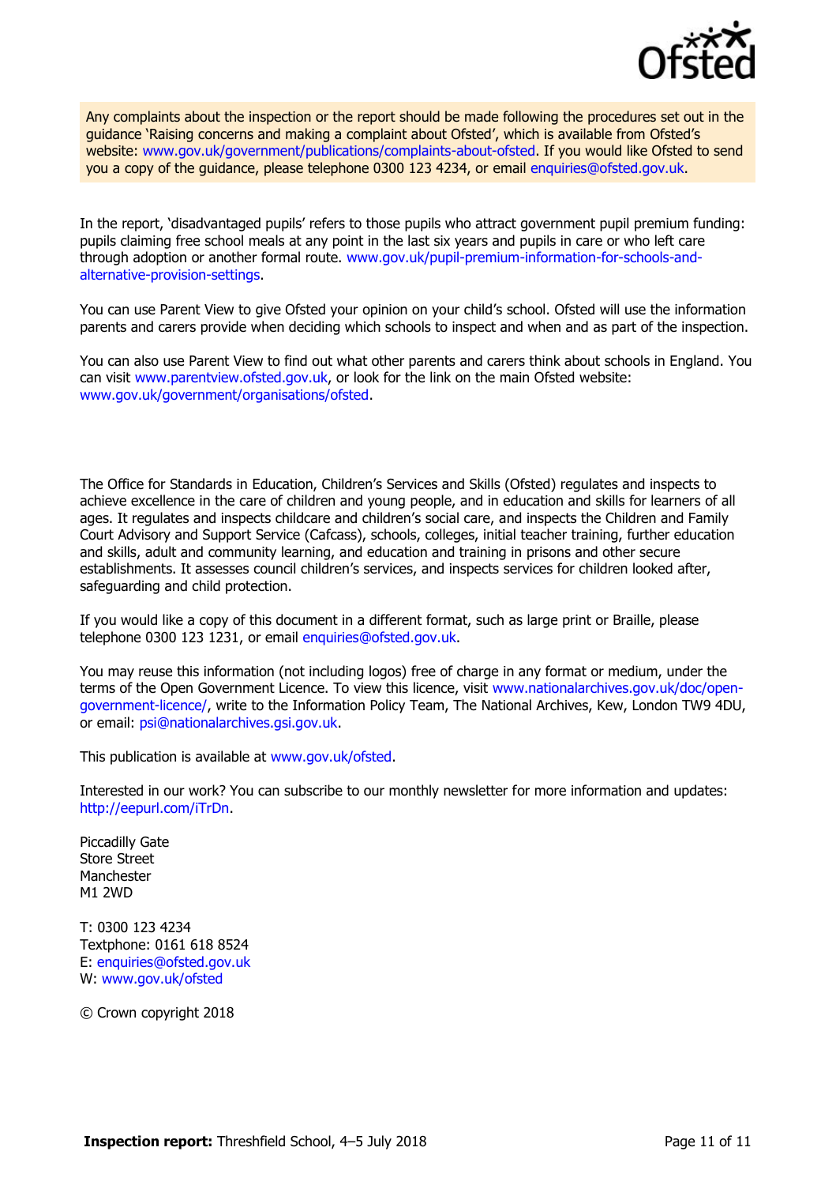Any complaints about the inspection or the report should be made following the procedures set out in the guidance 'Raising concerns and making a complaint about Ofsted', which is available from Ofsted's website: www.gov.uk/government/publications/complaints-about-ofsted. If you would like Ofsted to send you a copy of the guidance, please telephone 0300 123 4234, or email enquiries@ofsted.gov.uk.

In the report, 'disadvantaged pupils' refers to those pupils who attract government pupil premium funding: pupils claiming free school meals at any point in the last six years and pupils in care or who left care through adoption or another formal route. www.gov.uk/pupil-premium-information-for-schools-and-alternative-provision-settings.

You can use Parent View to give Ofsted your opinion on your child's school. Ofsted will use the information parents and carers provide when deciding which schools to inspect and when and as part of the inspection.

You can also use Parent View to find out what other parents and carers think about schools in England. You can visit www.parentview.ofsted.gov.uk, or look for the link on the main Ofsted website: www.gov.uk/government/organisations/ofsted.

The Office for Standards in Education, Children's Services and Skills (Ofsted) regulates and inspects to achieve excellence in the care of children and young people, and in education and skills for learners of all ages. It regulates and inspects childcare and children's social care, and inspects the Children and Family Court Advisory and Support Service (Cafcass), schools, colleges, initial teacher training, further education and skills, adult and community learning, and education and training in prisons and other secure establishments. It assesses council children's services, and inspects services for children looked after, safeguarding and child protection.

If you would like a copy of this document in a different format, such as large print or Braille, please telephone 0300 123 1231, or email enquiries@ofsted.gov.uk.

You may reuse this information (not including logos) free of charge in any format or medium, under the terms of the Open Government Licence. To view this licence, visit www.nationalarchives.gov.uk/doc/open-government-licence/, write to the Information Policy Team, The National Archives, Kew, London TW9 4DU, or email: psi@nationalarchives.gsi.gov.uk.

This publication is available at www.gov.uk/ofsted.

Interested in our work? You can subscribe to our monthly newsletter for more information and updates: http://eepurl.com/iTrDn.

Piccadilly Gate
Store Street
Manchester
M1 2WD

T: 0300 123 4234
Textphone: 0161 618 8524
E: enquiries@ofsted.gov.uk
W: www.gov.uk/ofsted

© Crown copyright 2018